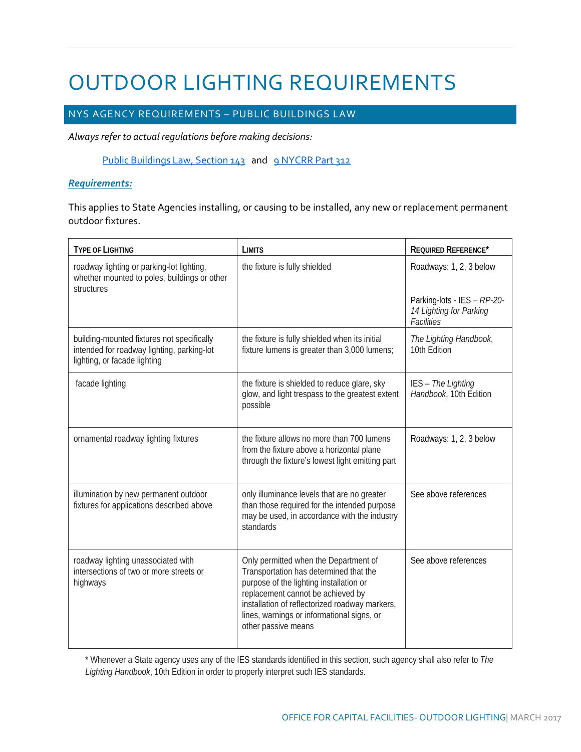# OUTDOOR LIGHTING REQUIREMENTS

## NYS AGENCY REQUIREMENTS – PUBLIC BUILDINGS LAW

*Always refer to actual regulations before making decisions:*

Public Buildings Law, Section 143 and 9 NYCRR Part 312

***Requirements:***

This applies to State Agencies installing, or causing to be installed, any new or replacement permanent outdoor fixtures.

| TYPE OF LIGHTING | LIMITS | REQUIRED REFERENCE* |
|---|---|---|
| roadway lighting or parking-lot lighting, whether mounted to poles, buildings or other structures | the fixture is fully shielded | Roadways: 1, 2, 3 below<br><br>Parking-lots - IES – *RP-20-14 Lighting for Parking Facilities* |
| building-mounted fixtures not specifically intended for roadway lighting, parking-lot lighting, or facade lighting | the fixture is fully shielded when its initial fixture lumens is greater than 3,000 lumens; | *The Lighting Handbook*, 10th Edition |
| facade lighting | the fixture is shielded to reduce glare, sky glow, and light trespass to the greatest extent possible | IES – *The Lighting Handbook*, 10th Edition |
| ornamental roadway lighting fixtures | the fixture allows no more than 700 lumens from the fixture above a horizontal plane through the fixture's lowest light emitting part | Roadways: 1, 2, 3 below |
| illumination by new permanent outdoor fixtures for applications described above | only illuminance levels that are no greater than those required for the intended purpose may be used, in accordance with the industry standards | See above references |
| roadway lighting unassociated with intersections of two or more streets or highways | Only permitted when the Department of Transportation has determined that the purpose of the lighting installation or replacement cannot be achieved by installation of reflectorized roadway markers, lines, warnings or informational signs, or other passive means | See above references |

* Whenever a State agency uses any of the IES standards identified in this section, such agency shall also refer to *The Lighting Handbook*, 10th Edition in order to properly interpret such IES standards.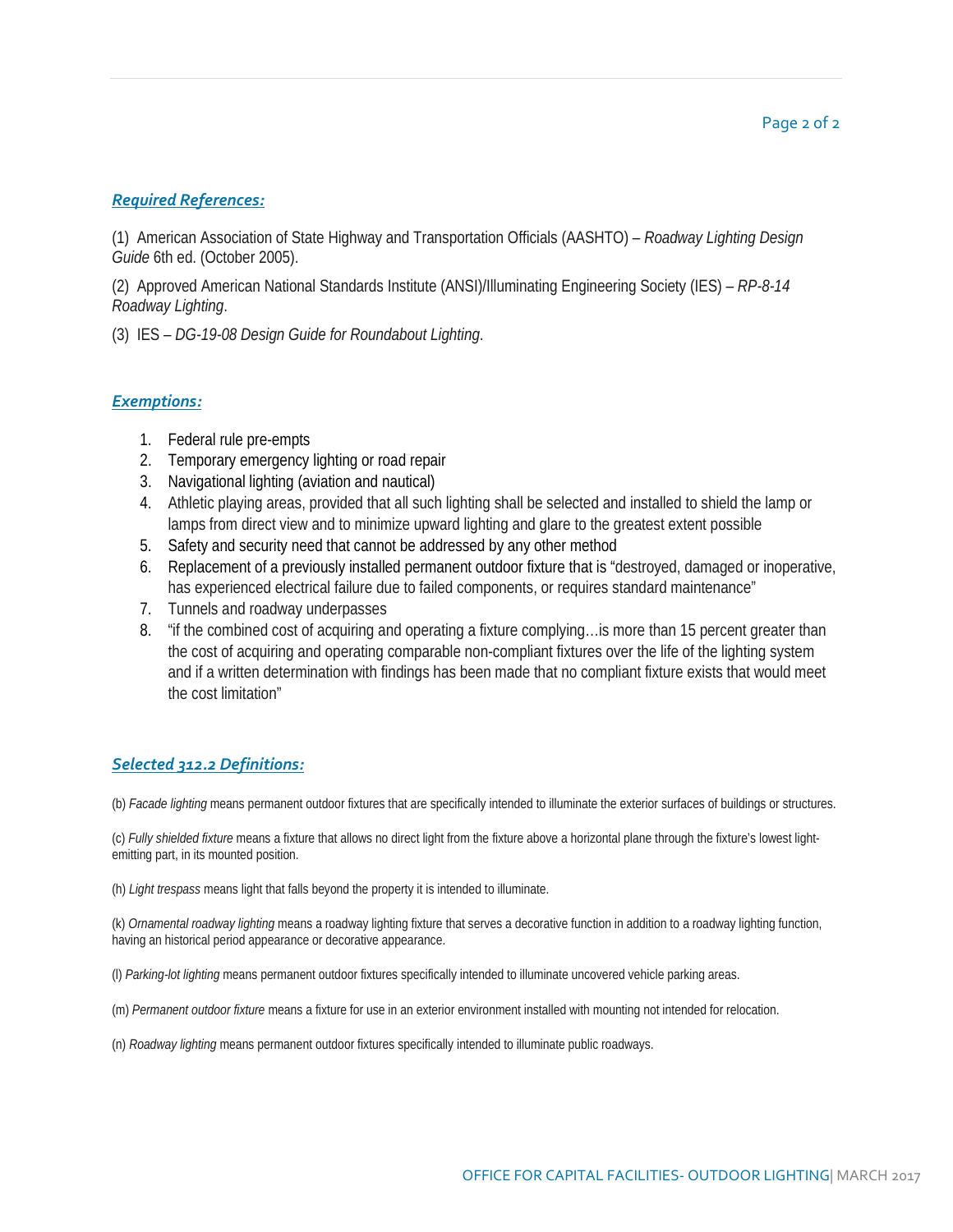## ***Required References:***

(1) American Association of State Highway and Transportation Officials (AASHTO) – *Roadway Lighting Design Guide* 6th ed. (October 2005).

(2) Approved American National Standards Institute (ANSI)/Illuminating Engineering Society (IES) – *RP-8-14 Roadway Lighting*.

(3) IES – *DG-19-08 Design Guide for Roundabout Lighting*.

## ***Exemptions:***

1. Federal rule pre-empts
2. Temporary emergency lighting or road repair
3. Navigational lighting (aviation and nautical)
4. Athletic playing areas, provided that all such lighting shall be selected and installed to shield the lamp or lamps from direct view and to minimize upward lighting and glare to the greatest extent possible
5. Safety and security need that cannot be addressed by any other method
6. Replacement of a previously installed permanent outdoor fixture that is "destroyed, damaged or inoperative, has experienced electrical failure due to failed components, or requires standard maintenance"
7. Tunnels and roadway underpasses
8. "if the combined cost of acquiring and operating a fixture complying…is more than 15 percent greater than the cost of acquiring and operating comparable non-compliant fixtures over the life of the lighting system and if a written determination with findings has been made that no compliant fixture exists that would meet the cost limitation"

## ***Selected 312.2 Definitions:***

(b) *Facade lighting* means permanent outdoor fixtures that are specifically intended to illuminate the exterior surfaces of buildings or structures.

(c) *Fully shielded fixture* means a fixture that allows no direct light from the fixture above a horizontal plane through the fixture's lowest light-emitting part, in its mounted position.

(h) *Light trespass* means light that falls beyond the property it is intended to illuminate.

(k) *Ornamental roadway lighting* means a roadway lighting fixture that serves a decorative function in addition to a roadway lighting function, having an historical period appearance or decorative appearance.

(l) *Parking-lot lighting* means permanent outdoor fixtures specifically intended to illuminate uncovered vehicle parking areas.

(m) *Permanent outdoor fixture* means a fixture for use in an exterior environment installed with mounting not intended for relocation.

(n) *Roadway lighting* means permanent outdoor fixtures specifically intended to illuminate public roadways.